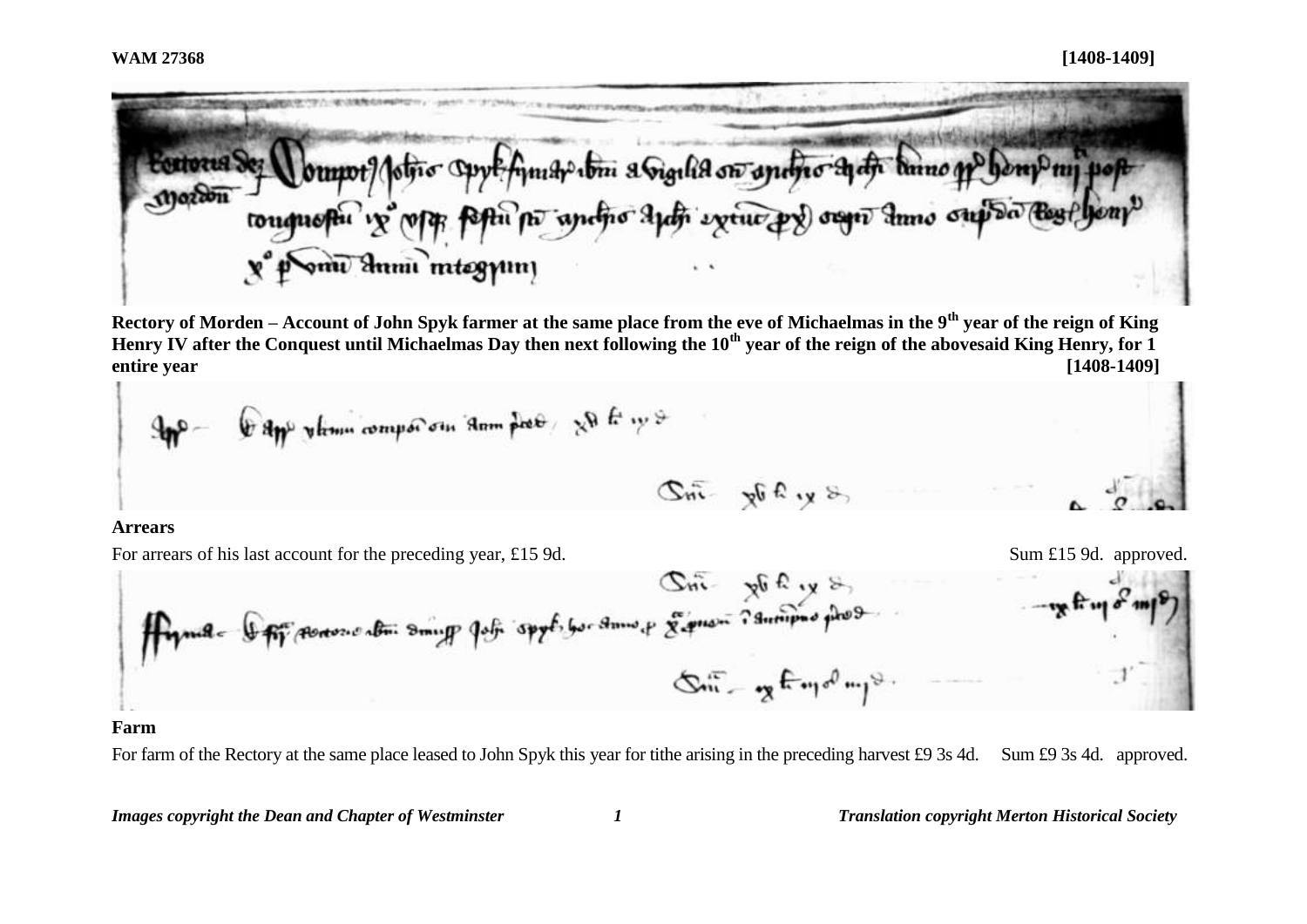**WAM 27368** **[1408-1409]**

**Rectory of Morden – Account of John Spyk farmer at the same place from the eve of Michaelmas in the 9th year of the reign of King Henry IV after the Conquest until Michaelmas Day then next following the 10th year of the reign of the abovesaid King Henry, for 1 entire year** **[1408-1409]**

**Arrears**

For arrears of his last account for the preceding year, £15 9d. Sum £15 9d. approved.

**Farm**

For farm of the Rectory at the same place leased to John Spyk this year for tithe arising in the preceding harvest £9 3s 4d. Sum £9 3s 4d. approved.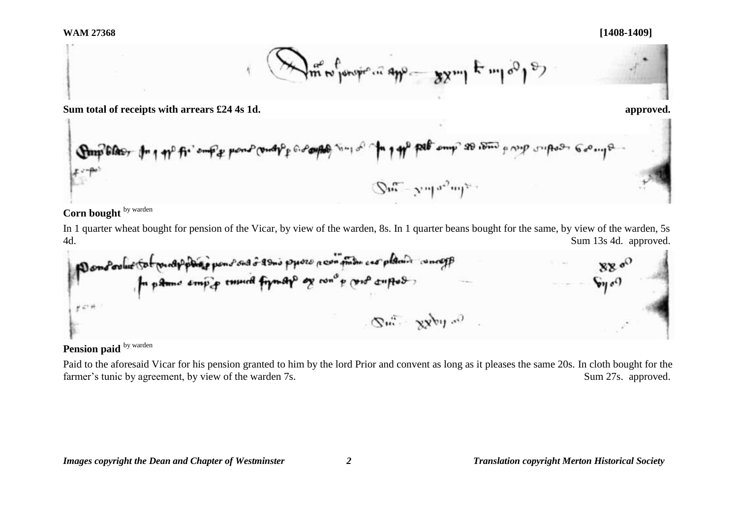**Sum total of receipts with arrears £24 4s 1d.** **approved.**

**Corn bought** by warden

In 1 quarter wheat bought for pension of the Vicar, by view of the warden, 8s. In 1 quarter beans bought for the same, by view of the warden, 5s 4d. Sum 13s 4d. approved.

**Pension paid** by warden

Paid to the aforesaid Vicar for his pension granted to him by the lord Prior and convent as long as it pleases the same 20s. In cloth bought for the farmer's tunic by agreement, by view of the warden 7s. Sum 27s. approved.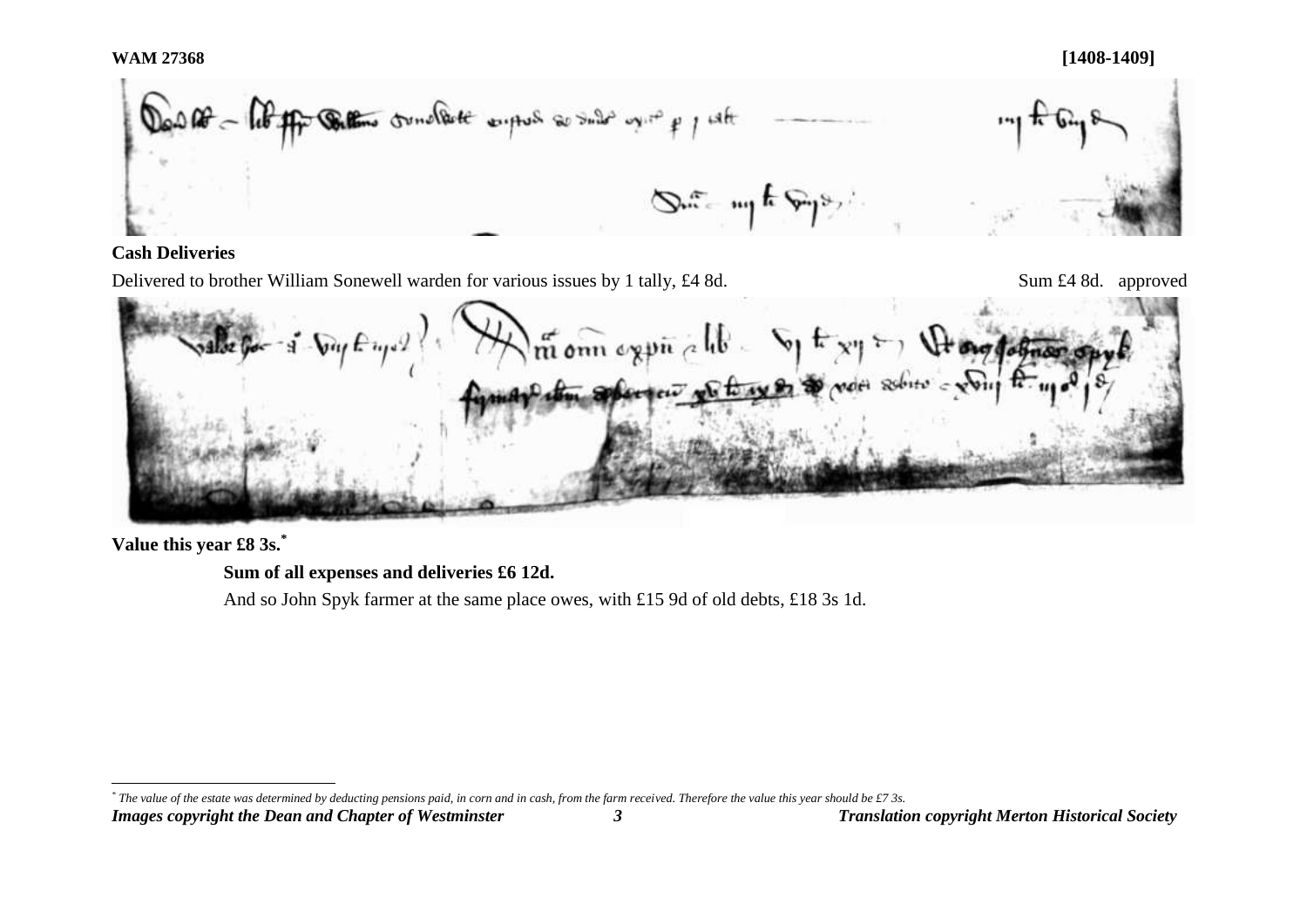**WAM 27368** **[1408-1409]**

**Cash Deliveries**

Delivered to brother William Sonewell warden for various issues by 1 tally, £4 8d. Sum £4 8d. approved

**Value this year £8 3s.***

**Sum of all expenses and deliveries £6 12d.**

And so John Spyk farmer at the same place owes, with £15 9d of old debts, £18 3s 1d.

\* *The value of the estate was determined by deducting pensions paid, in corn and in cash, from the farm received. Therefore the value this year should be £7 3s.*

***Images copyright the Dean and Chapter of Westminster*** ***Translation copyright Merton Historical Society***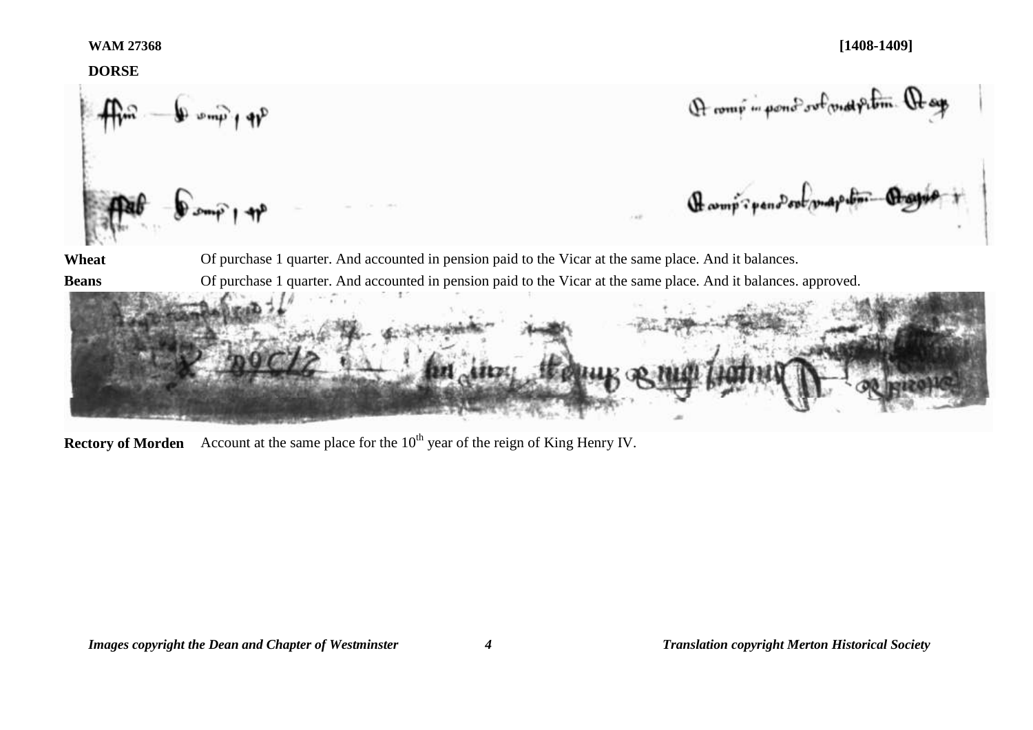**WAM 27368** **[1408-1409]**

**DORSE**

| | |
|---|---|
| **Wheat** | Of purchase 1 quarter. And accounted in pension paid to the Vicar at the same place. And it balances. |
| **Beans** | Of purchase 1 quarter. And accounted in pension paid to the Vicar at the same place. And it balances. approved. |

| | |
|---|---|
| **Rectory of Morden** | Account at the same place for the 10th year of the reign of King Henry IV. |